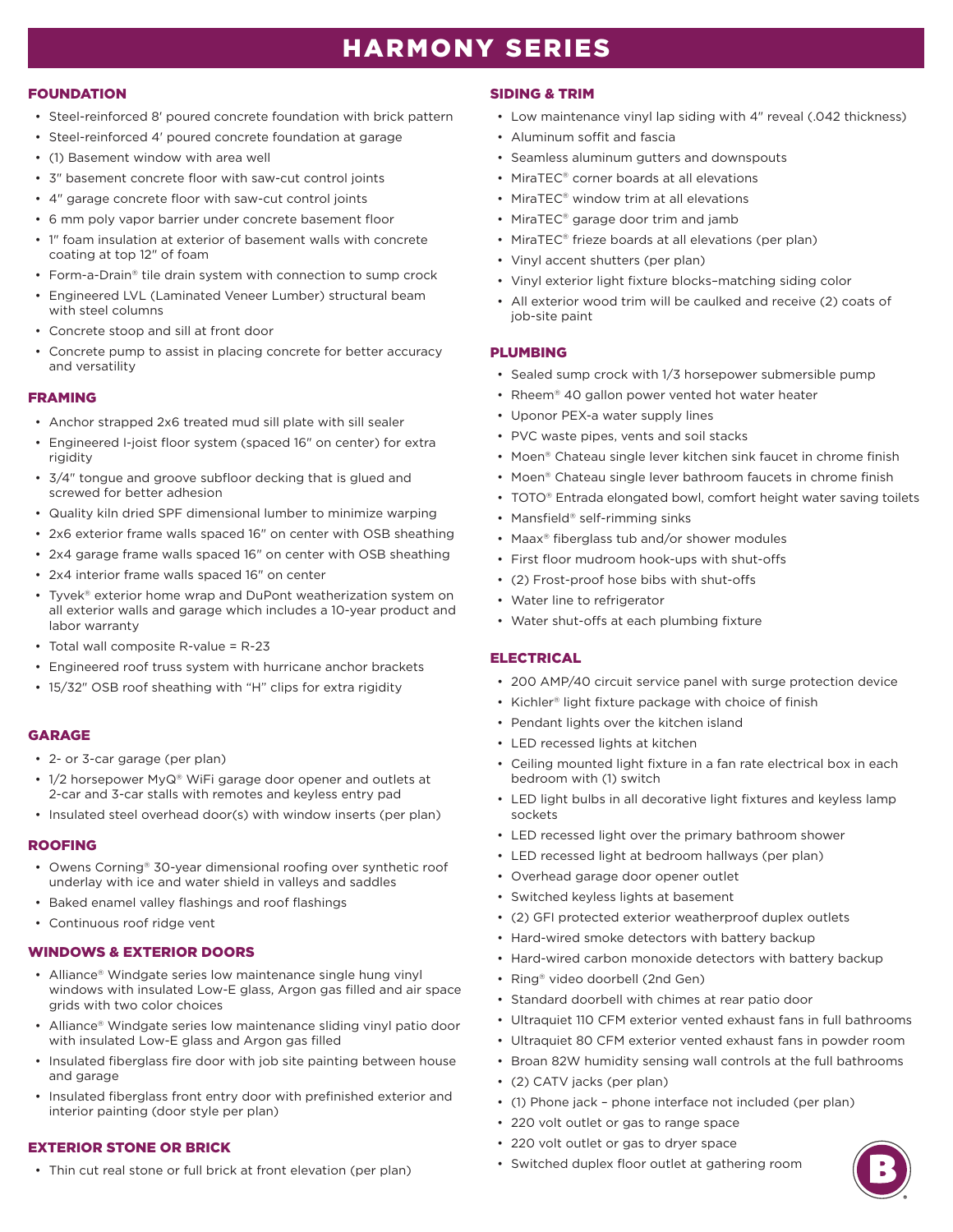# HARMONY SERIES

## FOUNDATION

- Steel-reinforced 8′ poured concrete foundation with brick pattern
- Steel-reinforced 4′ poured concrete foundation at garage
- (1) Basement window with area well
- 3″ basement concrete floor with saw-cut control joints
- 4″ garage concrete floor with saw-cut control joints
- 6 mm poly vapor barrier under concrete basement floor
- 1″ foam insulation at exterior of basement walls with concrete coating at top 12″ of foam
- Form-a-Drain® tile drain system with connection to sump crock
- Engineered LVL (Laminated Veneer Lumber) structural beam with steel columns
- Concrete stoop and sill at front door
- Concrete pump to assist in placing concrete for better accuracy and versatility

## FRAMING

- Anchor strapped 2x6 treated mud sill plate with sill sealer
- Engineered I-joist floor system (spaced 16″ on center) for extra rigidity
- 3/4″ tongue and groove subfloor decking that is glued and screwed for better adhesion
- Quality kiln dried SPF dimensional lumber to minimize warping
- 2x6 exterior frame walls spaced 16″ on center with OSB sheathing
- 2x4 garage frame walls spaced 16″ on center with OSB sheathing
- 2x4 interior frame walls spaced 16″ on center
- Tyvek® exterior home wrap and DuPont weatherization system on all exterior walls and garage which includes a 10-year product and labor warranty
- Total wall composite R-value = R-23
- Engineered roof truss system with hurricane anchor brackets
- 15/32″ OSB roof sheathing with "H" clips for extra rigidity

## GARAGE

- 2- or 3-car garage (per plan)
- 1/2 horsepower MyQ® WiFi garage door opener and outlets at 2-car and 3-car stalls with remotes and keyless entry pad
- Insulated steel overhead door(s) with window inserts (per plan)

## ROOFING

- Owens Corning® 30-year dimensional roofing over synthetic roof underlay with ice and water shield in valleys and saddles
- Baked enamel valley flashings and roof flashings
- Continuous roof ridge vent

## WINDOWS & EXTERIOR DOORS

- Alliance® Windgate series low maintenance single hung vinyl windows with insulated Low-E glass, Argon gas filled and air space grids with two color choices
- Alliance® Windgate series low maintenance sliding vinyl patio door with insulated Low-E glass and Argon gas filled
- Insulated fiberglass fire door with job site painting between house and garage
- Insulated fiberglass front entry door with prefinished exterior and interior painting (door style per plan)

## EXTERIOR STONE OR BRICK

- Thin cut real stone or full brick at front elevation (per plan)

## SIDING & TRIM

- Low maintenance vinyl lap siding with 4″ reveal (.042 thickness)
- Aluminum soffit and fascia
- Seamless aluminum gutters and downspouts
- MiraTEC® corner boards at all elevations
- MiraTEC® window trim at all elevations
- MiraTEC® garage door trim and jamb
- MiraTEC® frieze boards at all elevations (per plan)
- Vinyl accent shutters (per plan)
- Vinyl exterior light fixture blocks–matching siding color
- All exterior wood trim will be caulked and receive (2) coats of job-site paint

## PLUMBING

- Sealed sump crock with 1/3 horsepower submersible pump
- Rheem® 40 gallon power vented hot water heater
- Uponor PEX-a water supply lines
- PVC waste pipes, vents and soil stacks
- Moen® Chateau single lever kitchen sink faucet in chrome finish
- Moen® Chateau single lever bathroom faucets in chrome finish
- TOTO® Entrada elongated bowl, comfort height water saving toilets
- Mansfield® self-rimming sinks
- Maax® fiberglass tub and/or shower modules
- First floor mudroom hook-ups with shut-offs
- (2) Frost-proof hose bibs with shut-offs
- Water line to refrigerator
- Water shut-offs at each plumbing fixture

## ELECTRICAL

- 200 AMP/40 circuit service panel with surge protection device
- Kichler® light fixture package with choice of finish
- Pendant lights over the kitchen island
- LED recessed lights at kitchen
- Ceiling mounted light fixture in a fan rate electrical box in each bedroom with (1) switch
- LED light bulbs in all decorative light fixtures and keyless lamp sockets
- LED recessed light over the primary bathroom shower
- LED recessed light at bedroom hallways (per plan)
- Overhead garage door opener outlet
- Switched keyless lights at basement
- (2) GFI protected exterior weatherproof duplex outlets
- Hard-wired smoke detectors with battery backup
- Hard-wired carbon monoxide detectors with battery backup
- Ring® video doorbell (2nd Gen)
- Standard doorbell with chimes at rear patio door
- Ultraquiet 110 CFM exterior vented exhaust fans in full bathrooms
- Ultraquiet 80 CFM exterior vented exhaust fans in powder room
- Broan 82W humidity sensing wall controls at the full bathrooms
- (2) CATV jacks (per plan)
- (1) Phone jack – phone interface not included (per plan)
- 220 volt outlet or gas to range space
- 220 volt outlet or gas to dryer space
- Switched duplex floor outlet at gathering room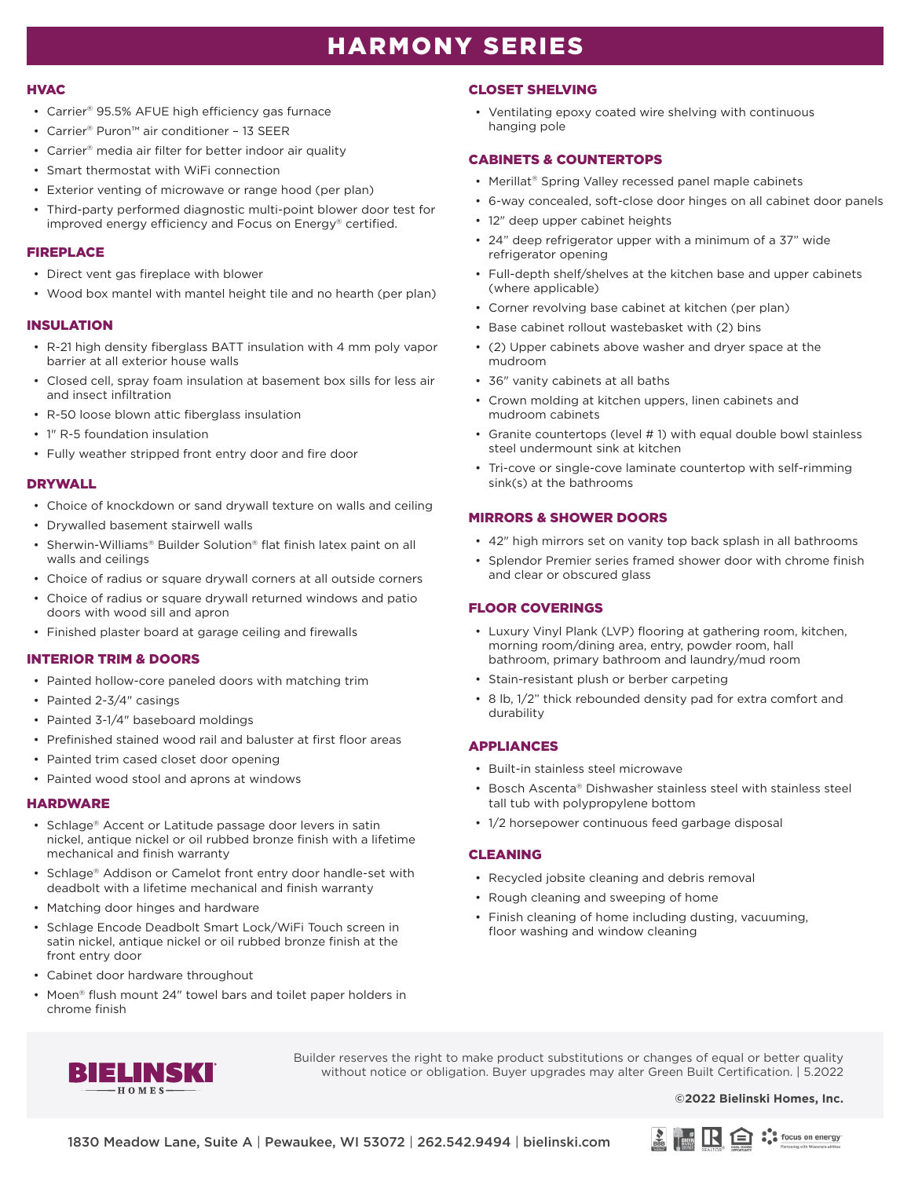# HARMONY SERIES

## HVAC

- Carrier® 95.5% AFUE high efficiency gas furnace
- Carrier® Puron™ air conditioner – 13 SEER
- Carrier® media air filter for better indoor air quality
- Smart thermostat with WiFi connection
- Exterior venting of microwave or range hood (per plan)
- Third-party performed diagnostic multi-point blower door test for improved energy efficiency and Focus on Energy® certified.

## FIREPLACE

- Direct vent gas fireplace with blower
- Wood box mantel with mantel height tile and no hearth (per plan)

## INSULATION

- R-21 high density fiberglass BATT insulation with 4 mm poly vapor barrier at all exterior house walls
- Closed cell, spray foam insulation at basement box sills for less air and insect infiltration
- R-50 loose blown attic fiberglass insulation
- 1" R-5 foundation insulation
- Fully weather stripped front entry door and fire door

## DRYWALL

- Choice of knockdown or sand drywall texture on walls and ceiling
- Drywalled basement stairwell walls
- Sherwin-Williams® Builder Solution® flat finish latex paint on all walls and ceilings
- Choice of radius or square drywall corners at all outside corners
- Choice of radius or square drywall returned windows and patio doors with wood sill and apron
- Finished plaster board at garage ceiling and firewalls

## INTERIOR TRIM & DOORS

- Painted hollow-core paneled doors with matching trim
- Painted 2-3/4" casings
- Painted 3-1/4" baseboard moldings
- Prefinished stained wood rail and baluster at first floor areas
- Painted trim cased closet door opening
- Painted wood stool and aprons at windows

## HARDWARE

- Schlage® Accent or Latitude passage door levers in satin nickel, antique nickel or oil rubbed bronze finish with a lifetime mechanical and finish warranty
- Schlage® Addison or Camelot front entry door handle-set with deadbolt with a lifetime mechanical and finish warranty
- Matching door hinges and hardware
- Schlage Encode Deadbolt Smart Lock/WiFi Touch screen in satin nickel, antique nickel or oil rubbed bronze finish at the front entry door
- Cabinet door hardware throughout
- Moen® flush mount 24" towel bars and toilet paper holders in chrome finish

## CLOSET SHELVING

- Ventilating epoxy coated wire shelving with continuous hanging pole

## CABINETS & COUNTERTOPS

- Merillat® Spring Valley recessed panel maple cabinets
- 6-way concealed, soft-close door hinges on all cabinet door panels
- 12" deep upper cabinet heights
- 24" deep refrigerator upper with a minimum of a 37" wide refrigerator opening
- Full-depth shelf/shelves at the kitchen base and upper cabinets (where applicable)
- Corner revolving base cabinet at kitchen (per plan)
- Base cabinet rollout wastebasket with (2) bins
- (2) Upper cabinets above washer and dryer space at the mudroom
- 36" vanity cabinets at all baths
- Crown molding at kitchen uppers, linen cabinets and mudroom cabinets
- Granite countertops (level # 1) with equal double bowl stainless steel undermount sink at kitchen
- Tri-cove or single-cove laminate countertop with self-rimming sink(s) at the bathrooms

## MIRRORS & SHOWER DOORS

- 42" high mirrors set on vanity top back splash in all bathrooms
- Splendor Premier series framed shower door with chrome finish and clear or obscured glass

## FLOOR COVERINGS

- Luxury Vinyl Plank (LVP) flooring at gathering room, kitchen, morning room/dining area, entry, powder room, hall bathroom, primary bathroom and laundry/mud room
- Stain-resistant plush or berber carpeting
- 8 lb, 1/2" thick rebounded density pad for extra comfort and durability

## APPLIANCES

- Built-in stainless steel microwave
- Bosch Ascenta® Dishwasher stainless steel with stainless steel tall tub with polypropylene bottom
- 1/2 horsepower continuous feed garbage disposal

## CLEANING

- Recycled jobsite cleaning and debris removal
- Rough cleaning and sweeping of home
- Finish cleaning of home including dusting, vacuuming, floor washing and window cleaning

BIELINSKI HOMES

Builder reserves the right to make product substitutions or changes of equal or better quality without notice or obligation. Buyer upgrades may alter Green Built Certification. | 5.2022

**©2022 Bielinski Homes, Inc.**

1830 Meadow Lane, Suite A | Pewaukee, WI 53072 | 262.542.9494 | bielinski.com